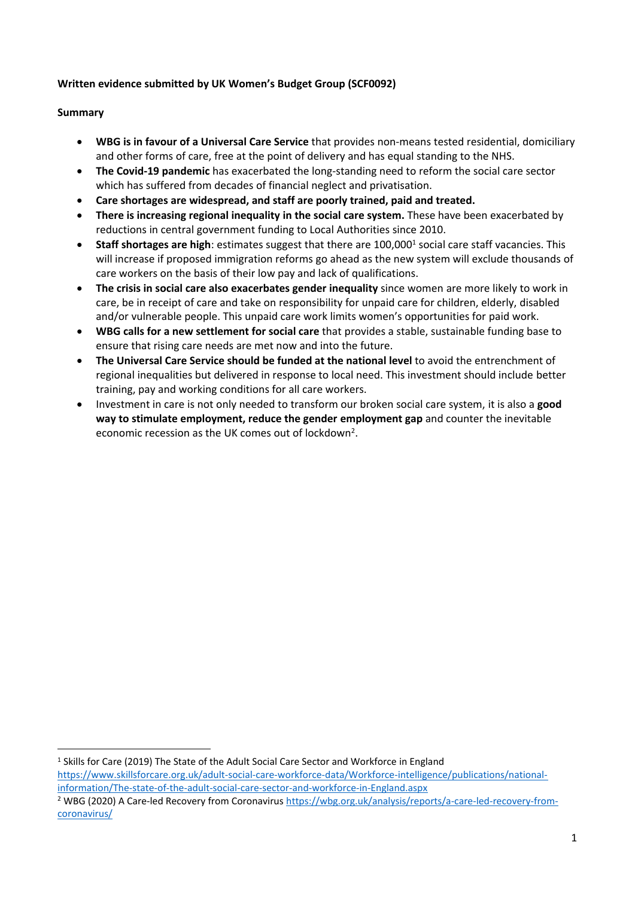**Written evidence submitted by UK Women's Budget Group (SCF0092)**

**Summary**

- **WBG is in favour of a Universal Care Service** that provides non-means tested residential, domiciliary and other forms of care, free at the point of delivery and has equal standing to the NHS.
- **The Covid-19 pandemic** has exacerbated the long-standing need to reform the social care sector which has suffered from decades of financial neglect and privatisation.
- **Care shortages are widespread, and staff are poorly trained, paid and treated.**
- **There is increasing regional inequality in the social care system.** These have been exacerbated by reductions in central government funding to Local Authorities since 2010.
- **Staff shortages are high**: estimates suggest that there are 100,000[1] social care staff vacancies. This will increase if proposed immigration reforms go ahead as the new system will exclude thousands of care workers on the basis of their low pay and lack of qualifications.
- **The crisis in social care also exacerbates gender inequality** since women are more likely to work in care, be in receipt of care and take on responsibility for unpaid care for children, elderly, disabled and/or vulnerable people. This unpaid care work limits women's opportunities for paid work.
- **WBG calls for a new settlement for social care** that provides a stable, sustainable funding base to ensure that rising care needs are met now and into the future.
- **The Universal Care Service should be funded at the national level** to avoid the entrenchment of regional inequalities but delivered in response to local need. This investment should include better training, pay and working conditions for all care workers.
- Investment in care is not only needed to transform our broken social care system, it is also a **good way to stimulate employment, reduce the gender employment gap** and counter the inevitable economic recession as the UK comes out of lockdown[2].

---

[1] Skills for Care (2019) The State of the Adult Social Care Sector and Workforce in England https://www.skillsforcare.org.uk/adult-social-care-workforce-data/Workforce-intelligence/publications/national-information/The-state-of-the-adult-social-care-sector-and-workforce-in-England.aspx

[2] WBG (2020) A Care-led Recovery from Coronavirus https://wbg.org.uk/analysis/reports/a-care-led-recovery-from-coronavirus/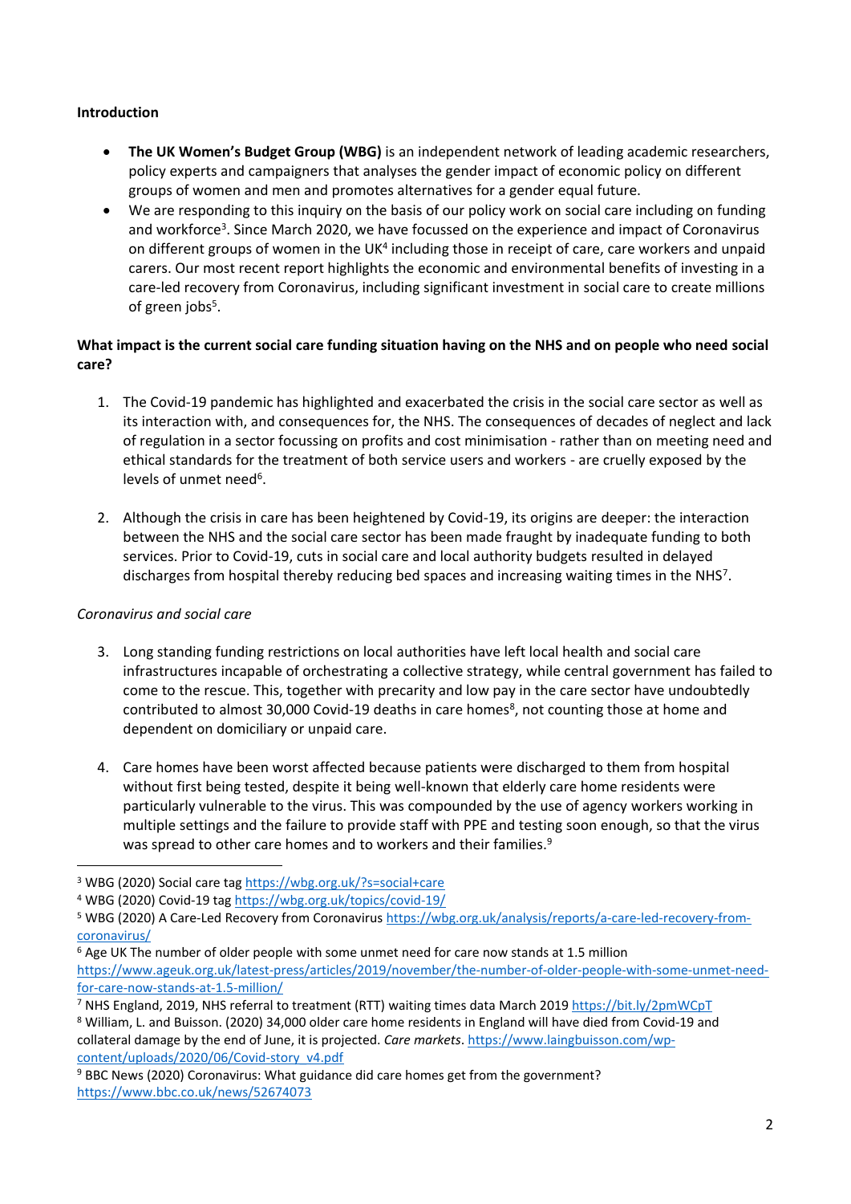**Introduction**

- **The UK Women's Budget Group (WBG)** is an independent network of leading academic researchers, policy experts and campaigners that analyses the gender impact of economic policy on different groups of women and men and promotes alternatives for a gender equal future.
- We are responding to this inquiry on the basis of our policy work on social care including on funding and workforce[3]. Since March 2020, we have focussed on the experience and impact of Coronavirus on different groups of women in the UK[4] including those in receipt of care, care workers and unpaid carers. Our most recent report highlights the economic and environmental benefits of investing in a care-led recovery from Coronavirus, including significant investment in social care to create millions of green jobs[5].

**What impact is the current social care funding situation having on the NHS and on people who need social care?**

1. The Covid-19 pandemic has highlighted and exacerbated the crisis in the social care sector as well as its interaction with, and consequences for, the NHS. The consequences of decades of neglect and lack of regulation in a sector focussing on profits and cost minimisation - rather than on meeting need and ethical standards for the treatment of both service users and workers - are cruelly exposed by the levels of unmet need[6].

2. Although the crisis in care has been heightened by Covid-19, its origins are deeper: the interaction between the NHS and the social care sector has been made fraught by inadequate funding to both services. Prior to Covid-19, cuts in social care and local authority budgets resulted in delayed discharges from hospital thereby reducing bed spaces and increasing waiting times in the NHS[7].

*Coronavirus and social care*

3. Long standing funding restrictions on local authorities have left local health and social care infrastructures incapable of orchestrating a collective strategy, while central government has failed to come to the rescue. This, together with precarity and low pay in the care sector have undoubtedly contributed to almost 30,000 Covid-19 deaths in care homes[8], not counting those at home and dependent on domiciliary or unpaid care.

4. Care homes have been worst affected because patients were discharged to them from hospital without first being tested, despite it being well-known that elderly care home residents were particularly vulnerable to the virus. This was compounded by the use of agency workers working in multiple settings and the failure to provide staff with PPE and testing soon enough, so that the virus was spread to other care homes and to workers and their families.[9]

---

[3] WBG (2020) Social care tag https://wbg.org.uk/?s=social+care

[4] WBG (2020) Covid-19 tag https://wbg.org.uk/topics/covid-19/

[5] WBG (2020) A Care-Led Recovery from Coronavirus https://wbg.org.uk/analysis/reports/a-care-led-recovery-from-coronavirus/

[6] Age UK The number of older people with some unmet need for care now stands at 1.5 million https://www.ageuk.org.uk/latest-press/articles/2019/november/the-number-of-older-people-with-some-unmet-need-for-care-now-stands-at-1.5-million/

[7] NHS England, 2019, NHS referral to treatment (RTT) waiting times data March 2019 https://bit.ly/2pmWCpT

[8] William, L. and Buisson. (2020) 34,000 older care home residents in England will have died from Covid-19 and collateral damage by the end of June, it is projected. *Care markets*. https://www.laingbuisson.com/wp-content/uploads/2020/06/Covid-story_v4.pdf

[9] BBC News (2020) Coronavirus: What guidance did care homes get from the government? https://www.bbc.co.uk/news/52674073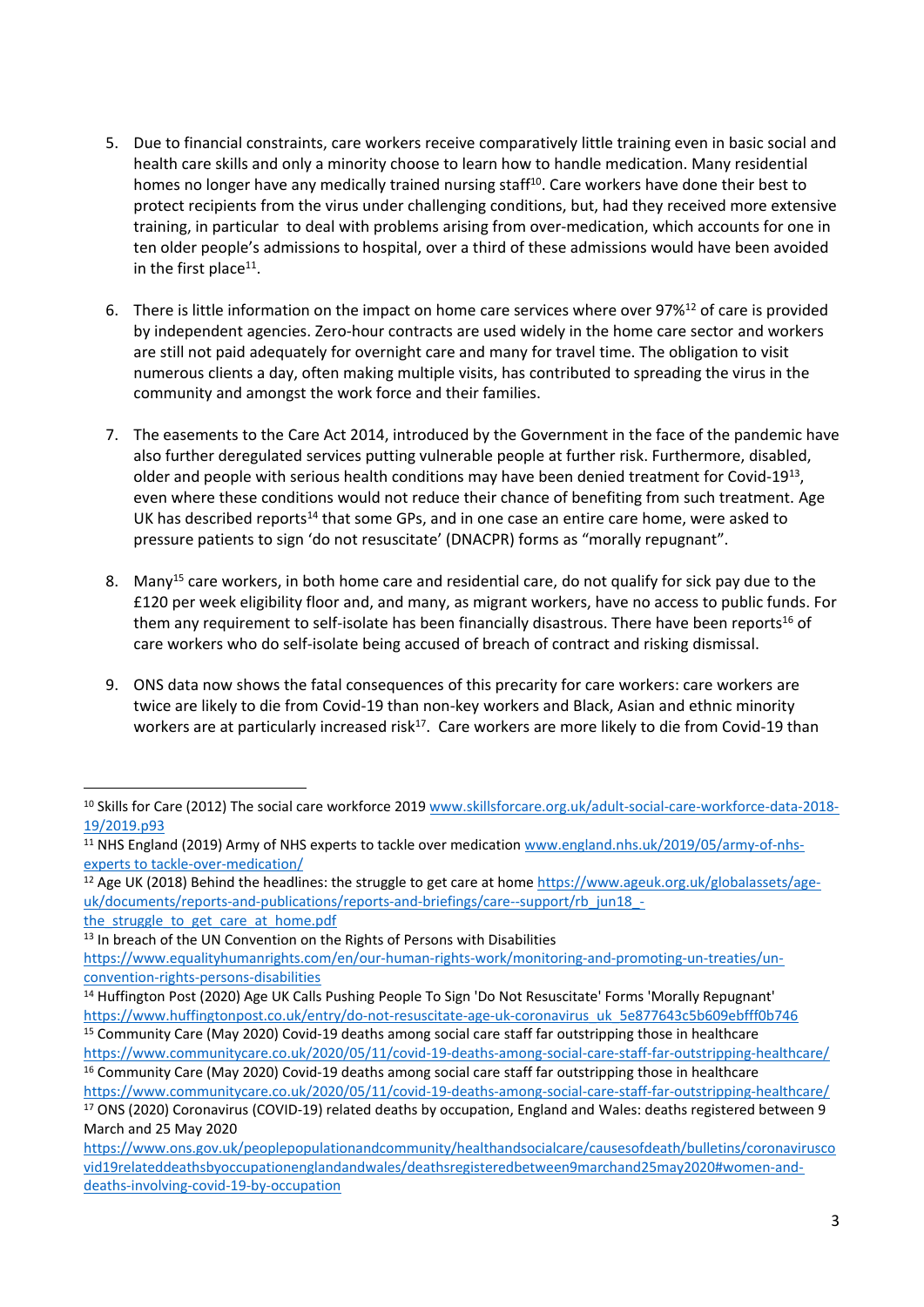5. Due to financial constraints, care workers receive comparatively little training even in basic social and health care skills and only a minority choose to learn how to handle medication. Many residential homes no longer have any medically trained nursing staff[10]. Care workers have done their best to protect recipients from the virus under challenging conditions, but, had they received more extensive training, in particular to deal with problems arising from over-medication, which accounts for one in ten older people's admissions to hospital, over a third of these admissions would have been avoided in the first place[11].

6. There is little information on the impact on home care services where over 97%[12] of care is provided by independent agencies. Zero-hour contracts are used widely in the home care sector and workers are still not paid adequately for overnight care and many for travel time. The obligation to visit numerous clients a day, often making multiple visits, has contributed to spreading the virus in the community and amongst the work force and their families.

7. The easements to the Care Act 2014, introduced by the Government in the face of the pandemic have also further deregulated services putting vulnerable people at further risk. Furthermore, disabled, older and people with serious health conditions may have been denied treatment for Covid-19[13], even where these conditions would not reduce their chance of benefiting from such treatment. Age UK has described reports[14] that some GPs, and in one case an entire care home, were asked to pressure patients to sign 'do not resuscitate' (DNACPR) forms as "morally repugnant".

8. Many[15] care workers, in both home care and residential care, do not qualify for sick pay due to the £120 per week eligibility floor and, and many, as migrant workers, have no access to public funds. For them any requirement to self-isolate has been financially disastrous. There have been reports[16] of care workers who do self-isolate being accused of breach of contract and risking dismissal.

9. ONS data now shows the fatal consequences of this precarity for care workers: care workers are twice are likely to die from Covid-19 than non-key workers and Black, Asian and ethnic minority workers are at particularly increased risk[17]. Care workers are more likely to die from Covid-19 than

---

[10] Skills for Care (2012) The social care workforce 2019 www.skillsforcare.org.uk/adult-social-care-workforce-data-2018-19/2019.p93

[11] NHS England (2019) Army of NHS experts to tackle over medication www.england.nhs.uk/2019/05/army-of-nhs-experts to tackle-over-medication/

[12] Age UK (2018) Behind the headlines: the struggle to get care at home https://www.ageuk.org.uk/globalassets/age-uk/documents/reports-and-publications/reports-and-briefings/care--support/rb_jun18_-the_struggle_to_get_care_at_home.pdf

[13] In breach of the UN Convention on the Rights of Persons with Disabilities https://www.equalityhumanrights.com/en/our-human-rights-work/monitoring-and-promoting-un-treaties/un-convention-rights-persons-disabilities

[14] Huffington Post (2020) Age UK Calls Pushing People To Sign 'Do Not Resuscitate' Forms 'Morally Repugnant' https://www.huffingtonpost.co.uk/entry/do-not-resuscitate-age-uk-coronavirus_uk_5e877643c5b609ebfff0b746

[15] Community Care (May 2020) Covid-19 deaths among social care staff far outstripping those in healthcare https://www.communitycare.co.uk/2020/05/11/covid-19-deaths-among-social-care-staff-far-outstripping-healthcare/

[16] Community Care (May 2020) Covid-19 deaths among social care staff far outstripping those in healthcare https://www.communitycare.co.uk/2020/05/11/covid-19-deaths-among-social-care-staff-far-outstripping-healthcare/

[17] ONS (2020) Coronavirus (COVID-19) related deaths by occupation, England and Wales: deaths registered between 9 March and 25 May 2020 https://www.ons.gov.uk/peoplepopulationandcommunity/healthandsocialcare/causesofdeath/bulletins/coronaviruscovid19relateddeathsbyoccupationenglandandwales/deathsregisteredbetween9marchand25may2020#women-and-deaths-involving-covid-19-by-occupation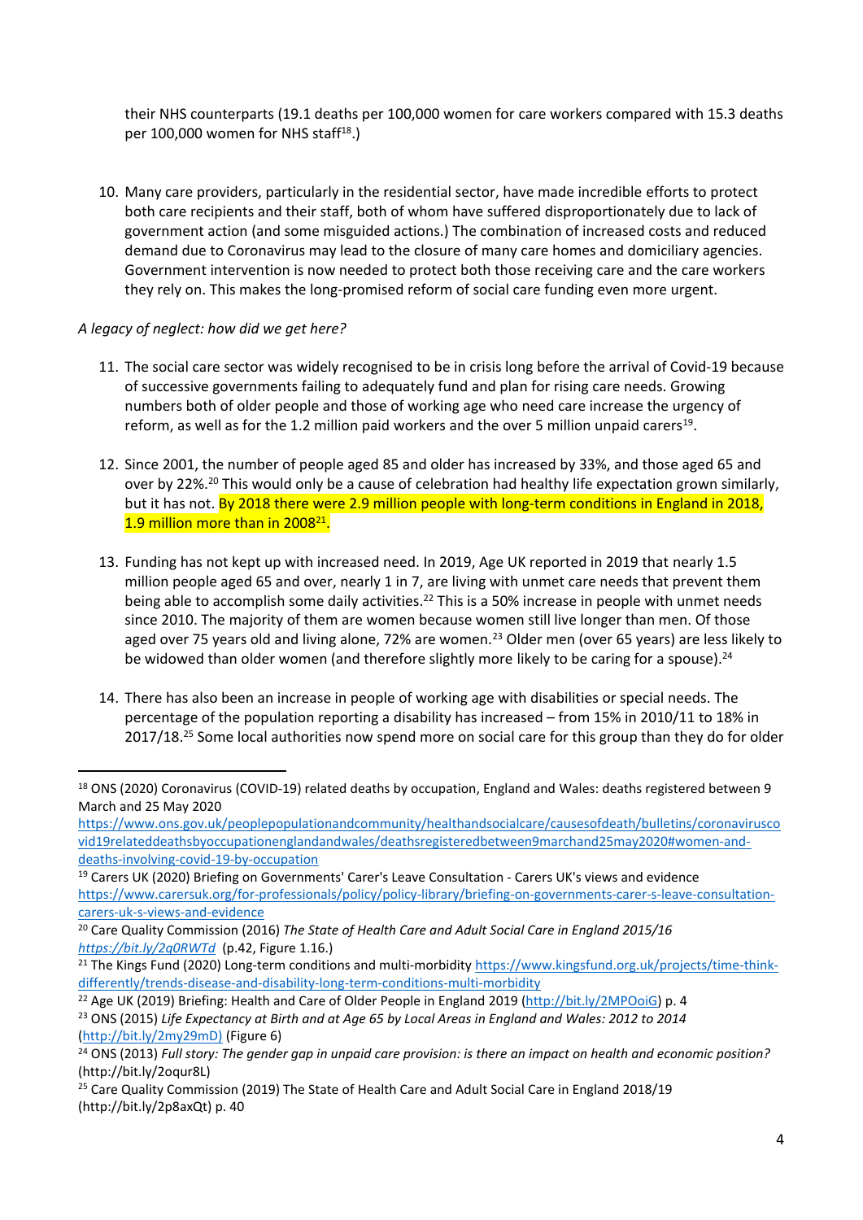their NHS counterparts (19.1 deaths per 100,000 women for care workers compared with 15.3 deaths per 100,000 women for NHS staff[18].)

10. Many care providers, particularly in the residential sector, have made incredible efforts to protect both care recipients and their staff, both of whom have suffered disproportionately due to lack of government action (and some misguided actions.) The combination of increased costs and reduced demand due to Coronavirus may lead to the closure of many care homes and domiciliary agencies. Government intervention is now needed to protect both those receiving care and the care workers they rely on. This makes the long-promised reform of social care funding even more urgent.

*A legacy of neglect: how did we get here?*

11. The social care sector was widely recognised to be in crisis long before the arrival of Covid-19 because of successive governments failing to adequately fund and plan for rising care needs. Growing numbers both of older people and those of working age who need care increase the urgency of reform, as well as for the 1.2 million paid workers and the over 5 million unpaid carers[19].

12. Since 2001, the number of people aged 85 and older has increased by 33%, and those aged 65 and over by 22%.[20] This would only be a cause of celebration had healthy life expectation grown similarly, but it has not. By 2018 there were 2.9 million people with long-term conditions in England in 2018, 1.9 million more than in 2008[21].

13. Funding has not kept up with increased need. In 2019, Age UK reported in 2019 that nearly 1.5 million people aged 65 and over, nearly 1 in 7, are living with unmet care needs that prevent them being able to accomplish some daily activities.[22] This is a 50% increase in people with unmet needs since 2010. The majority of them are women because women still live longer than men. Of those aged over 75 years old and living alone, 72% are women.[23] Older men (over 65 years) are less likely to be widowed than older women (and therefore slightly more likely to be caring for a spouse).[24]

14. There has also been an increase in people of working age with disabilities or special needs. The percentage of the population reporting a disability has increased – from 15% in 2010/11 to 18% in 2017/18.[25] Some local authorities now spend more on social care for this group than they do for older

---

[18] ONS (2020) Coronavirus (COVID-19) related deaths by occupation, England and Wales: deaths registered between 9 March and 25 May 2020 https://www.ons.gov.uk/peoplepopulationandcommunity/healthandsocialcare/causesofdeath/bulletins/coronaviruscovid19relateddeathsbyoccupationenglandandwales/deathsregisteredbetween9marchand25may2020#women-and-deaths-involving-covid-19-by-occupation

[19] Carers UK (2020) Briefing on Governments' Carer's Leave Consultation - Carers UK's views and evidence https://www.carersuk.org/for-professionals/policy/policy-library/briefing-on-governments-carer-s-leave-consultation-carers-uk-s-views-and-evidence

[20] Care Quality Commission (2016) *The State of Health Care and Adult Social Care in England 2015/16* *https://bit.ly/2q0RWTd* (p.42, Figure 1.16.)

[21] The Kings Fund (2020) Long-term conditions and multi-morbidity https://www.kingsfund.org.uk/projects/time-think-differently/trends-disease-and-disability-long-term-conditions-multi-morbidity

[22] Age UK (2019) Briefing: Health and Care of Older People in England 2019 (http://bit.ly/2MPOoiG) p. 4

[23] ONS (2015) *Life Expectancy at Birth and at Age 65 by Local Areas in England and Wales: 2012 to 2014* (http://bit.ly/2my29mD) (Figure 6)

[24] ONS (2013) *Full story: The gender gap in unpaid care provision: is there an impact on health and economic position?* (http://bit.ly/2oqur8L)

[25] Care Quality Commission (2019) The State of Health Care and Adult Social Care in England 2018/19 (http://bit.ly/2p8axQt) p. 40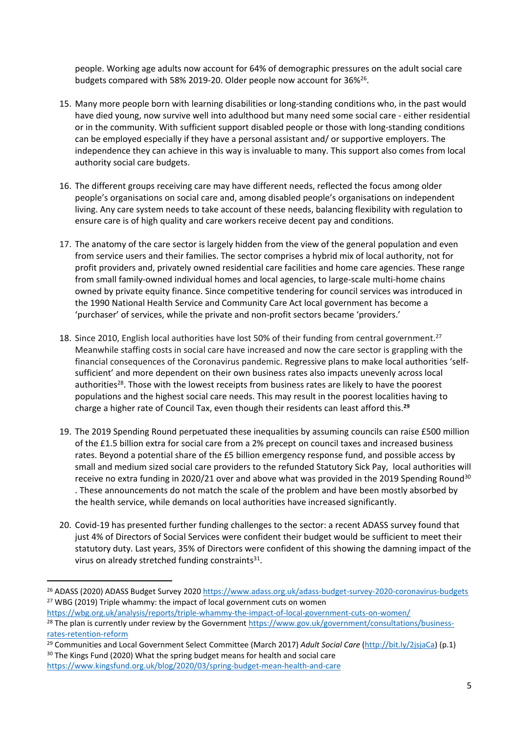people. Working age adults now account for 64% of demographic pressures on the adult social care budgets compared with 58% 2019-20. Older people now account for 36%[26].

15. Many more people born with learning disabilities or long-standing conditions who, in the past would have died young, now survive well into adulthood but many need some social care - either residential or in the community. With sufficient support disabled people or those with long-standing conditions can be employed especially if they have a personal assistant and/ or supportive employers. The independence they can achieve in this way is invaluable to many. This support also comes from local authority social care budgets.

16. The different groups receiving care may have different needs, reflected the focus among older people's organisations on social care and, among disabled people's organisations on independent living. Any care system needs to take account of these needs, balancing flexibility with regulation to ensure care is of high quality and care workers receive decent pay and conditions.

17. The anatomy of the care sector is largely hidden from the view of the general population and even from service users and their families. The sector comprises a hybrid mix of local authority, not for profit providers and, privately owned residential care facilities and home care agencies. These range from small family-owned individual homes and local agencies, to large-scale multi-home chains owned by private equity finance. Since competitive tendering for council services was introduced in the 1990 National Health Service and Community Care Act local government has become a 'purchaser' of services, while the private and non-profit sectors became 'providers.'

18. Since 2010, English local authorities have lost 50% of their funding from central government.[27] Meanwhile staffing costs in social care have increased and now the care sector is grappling with the financial consequences of the Coronavirus pandemic. Regressive plans to make local authorities 'self-sufficient' and more dependent on their own business rates also impacts unevenly across local authorities[28]. Those with the lowest receipts from business rates are likely to have the poorest populations and the highest social care needs. This may result in the poorest localities having to charge a higher rate of Council Tax, even though their residents can least afford this.[29]

19. The 2019 Spending Round perpetuated these inequalities by assuming councils can raise £500 million of the £1.5 billion extra for social care from a 2% precept on council taxes and increased business rates. Beyond a potential share of the £5 billion emergency response fund, and possible access by small and medium sized social care providers to the refunded Statutory Sick Pay, local authorities will receive no extra funding in 2020/21 over and above what was provided in the 2019 Spending Round[30]. These announcements do not match the scale of the problem and have been mostly absorbed by the health service, while demands on local authorities have increased significantly.

20. Covid-19 has presented further funding challenges to the sector: a recent ADASS survey found that just 4% of Directors of Social Services were confident their budget would be sufficient to meet their statutory duty. Last years, 35% of Directors were confident of this showing the damning impact of the virus on already stretched funding constraints[31].

---

[26] ADASS (2020) ADASS Budget Survey 2020 https://www.adass.org.uk/adass-budget-survey-2020-coronavirus-budgets

[27] WBG (2019) Triple whammy: the impact of local government cuts on women https://wbg.org.uk/analysis/reports/triple-whammy-the-impact-of-local-government-cuts-on-women/

[28] The plan is currently under review by the Government https://www.gov.uk/government/consultations/business-rates-retention-reform

[29] Communities and Local Government Select Committee (March 2017) *Adult Social Care* (http://bit.ly/2jsjaCa) (p.1)

[30] The Kings Fund (2020) What the spring budget means for health and social care https://www.kingsfund.org.uk/blog/2020/03/spring-budget-mean-health-and-care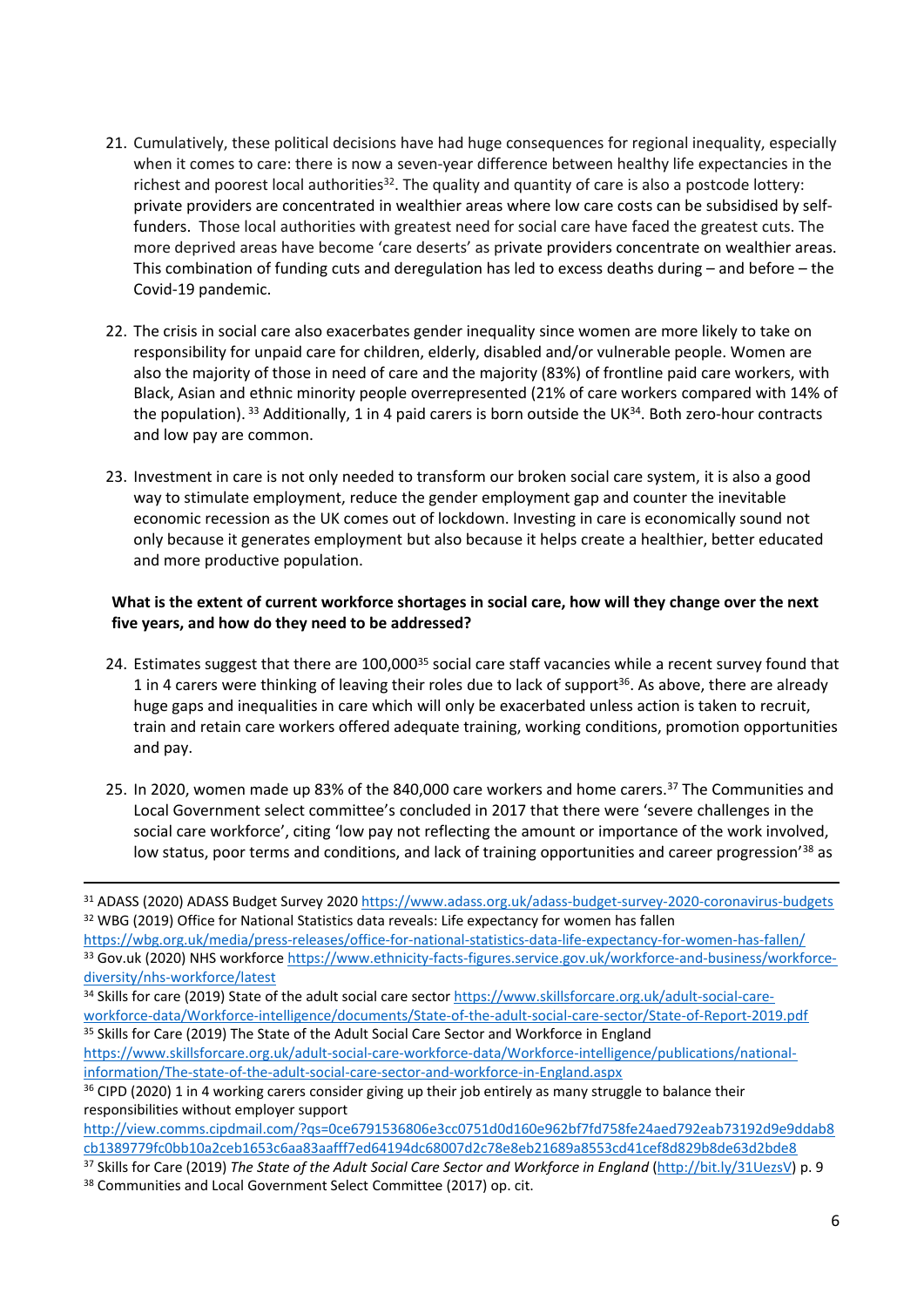21. Cumulatively, these political decisions have had huge consequences for regional inequality, especially when it comes to care: there is now a seven-year difference between healthy life expectancies in the richest and poorest local authorities[32]. The quality and quantity of care is also a postcode lottery: private providers are concentrated in wealthier areas where low care costs can be subsidised by self-funders. Those local authorities with greatest need for social care have faced the greatest cuts. The more deprived areas have become 'care deserts' as private providers concentrate on wealthier areas. This combination of funding cuts and deregulation has led to excess deaths during – and before – the Covid-19 pandemic.

22. The crisis in social care also exacerbates gender inequality since women are more likely to take on responsibility for unpaid care for children, elderly, disabled and/or vulnerable people. Women are also the majority of those in need of care and the majority (83%) of frontline paid care workers, with Black, Asian and ethnic minority people overrepresented (21% of care workers compared with 14% of the population). [33] Additionally, 1 in 4 paid carers is born outside the UK[34]. Both zero-hour contracts and low pay are common.

23. Investment in care is not only needed to transform our broken social care system, it is also a good way to stimulate employment, reduce the gender employment gap and counter the inevitable economic recession as the UK comes out of lockdown. Investing in care is economically sound not only because it generates employment but also because it helps create a healthier, better educated and more productive population.

**What is the extent of current workforce shortages in social care, how will they change over the next five years, and how do they need to be addressed?**

24. Estimates suggest that there are 100,000[35] social care staff vacancies while a recent survey found that 1 in 4 carers were thinking of leaving their roles due to lack of support[36]. As above, there are already huge gaps and inequalities in care which will only be exacerbated unless action is taken to recruit, train and retain care workers offered adequate training, working conditions, promotion opportunities and pay.

25. In 2020, women made up 83% of the 840,000 care workers and home carers.[37] The Communities and Local Government select committee's concluded in 2017 that there were 'severe challenges in the social care workforce', citing 'low pay not reflecting the amount or importance of the work involved, low status, poor terms and conditions, and lack of training opportunities and career progression'[38] as

---

[31] ADASS (2020) ADASS Budget Survey 2020 https://www.adass.org.uk/adass-budget-survey-2020-coronavirus-budgets

[32] WBG (2019) Office for National Statistics data reveals: Life expectancy for women has fallen https://wbg.org.uk/media/press-releases/office-for-national-statistics-data-life-expectancy-for-women-has-fallen/

[33] Gov.uk (2020) NHS workforce https://www.ethnicity-facts-figures.service.gov.uk/workforce-and-business/workforce-diversity/nhs-workforce/latest

[34] Skills for care (2019) State of the adult social care sector https://www.skillsforcare.org.uk/adult-social-care-workforce-data/Workforce-intelligence/documents/State-of-the-adult-social-care-sector/State-of-Report-2019.pdf

[35] Skills for Care (2019) The State of the Adult Social Care Sector and Workforce in England https://www.skillsforcare.org.uk/adult-social-care-workforce-data/Workforce-intelligence/publications/national-information/The-state-of-the-adult-social-care-sector-and-workforce-in-England.aspx

[36] CIPD (2020) 1 in 4 working carers consider giving up their job entirely as many struggle to balance their responsibilities without employer support http://view.comms.cipdmail.com/?qs=0ce6791536806e3cc0751d0d160e962bf7fd758fe24aed792eab73192d9e9ddab8cb1389779fc0bb10a2ceb1653c6aa83aafff7ed64194dc68007d2c78e8eb21689a8553cd41cef8d829b8de63d2bde8

[37] Skills for Care (2019) *The State of the Adult Social Care Sector and Workforce in England* (http://bit.ly/31UezsV) p. 9

[38] Communities and Local Government Select Committee (2017) op. cit.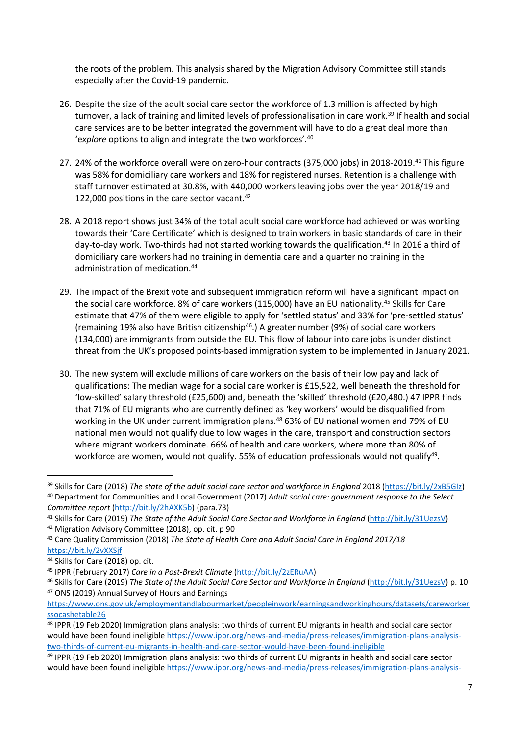the roots of the problem. This analysis shared by the Migration Advisory Committee still stands especially after the Covid-19 pandemic.

26. Despite the size of the adult social care sector the workforce of 1.3 million is affected by high turnover, a lack of training and limited levels of professionalisation in care work.[39] If health and social care services are to be better integrated the government will have to do a great deal more than '*explore* options to align and integrate the two workforces'.[40]

27. 24% of the workforce overall were on zero-hour contracts (375,000 jobs) in 2018-2019.[41] This figure was 58% for domiciliary care workers and 18% for registered nurses. Retention is a challenge with staff turnover estimated at 30.8%, with 440,000 workers leaving jobs over the year 2018/19 and 122,000 positions in the care sector vacant.[42]

28. A 2018 report shows just 34% of the total adult social care workforce had achieved or was working towards their 'Care Certificate' which is designed to train workers in basic standards of care in their day-to-day work. Two-thirds had not started working towards the qualification.[43] In 2016 a third of domiciliary care workers had no training in dementia care and a quarter no training in the administration of medication.[44]

29. The impact of the Brexit vote and subsequent immigration reform will have a significant impact on the social care workforce. 8% of care workers (115,000) have an EU nationality.[45] Skills for Care estimate that 47% of them were eligible to apply for 'settled status' and 33% for 'pre-settled status' (remaining 19% also have British citizenship[46].) A greater number (9%) of social care workers (134,000) are immigrants from outside the EU. This flow of labour into care jobs is under distinct threat from the UK's proposed points-based immigration system to be implemented in January 2021.

30. The new system will exclude millions of care workers on the basis of their low pay and lack of qualifications: The median wage for a social care worker is £15,522, well beneath the threshold for 'low-skilled' salary threshold (£25,600) and, beneath the 'skilled' threshold (£20,480.) 47 IPPR finds that 71% of EU migrants who are currently defined as 'key workers' would be disqualified from working in the UK under current immigration plans.[48] 63% of EU national women and 79% of EU national men would not qualify due to low wages in the care, transport and construction sectors where migrant workers dominate. 66% of health and care workers, where more than 80% of workforce are women, would not qualify. 55% of education professionals would not qualify[49].

---

[39] Skills for Care (2018) *The state of the adult social care sector and workforce in England* 2018 (https://bit.ly/2xB5GIz)
[40] Department for Communities and Local Government (2017) *Adult social care: government response to the Select Committee report* (http://bit.ly/2hAXK5b) (para.73)
[41] Skills for Care (2019) *The State of the Adult Social Care Sector and Workforce in England* (http://bit.ly/31UezsV)
[42] Migration Advisory Committee (2018), op. cit. p 90
[43] Care Quality Commission (2018) *The State of Health Care and Adult Social Care in England 2017/18* https://bit.ly/2vXXSjf
[44] Skills for Care (2018) op. cit.
[45] IPPR (February 2017) *Care in a Post-Brexit Climate* (http://bit.ly/2zERuAA)
[46] Skills for Care (2019) *The State of the Adult Social Care Sector and Workforce in England* (http://bit.ly/31UezsV) p. 10
[47] ONS (2019) Annual Survey of Hours and Earnings https://www.ons.gov.uk/employmentandlabourmarket/peopleinwork/earningsandworkinghours/datasets/careworkerssocashetable26
[48] IPPR (19 Feb 2020) Immigration plans analysis: two thirds of current EU migrants in health and social care sector would have been found ineligible https://www.ippr.org/news-and-media/press-releases/immigration-plans-analysis-two-thirds-of-current-eu-migrants-in-health-and-care-sector-would-have-been-found-ineligible
[49] IPPR (19 Feb 2020) Immigration plans analysis: two thirds of current EU migrants in health and social care sector would have been found ineligible https://www.ippr.org/news-and-media/press-releases/immigration-plans-analysis-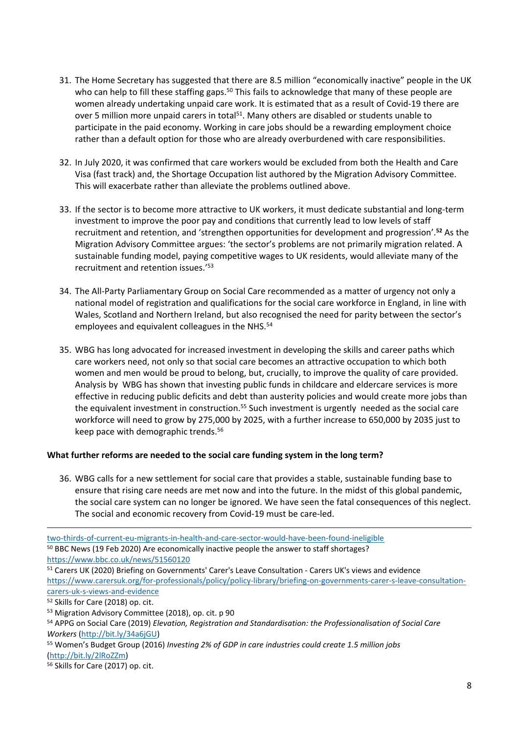31. The Home Secretary has suggested that there are 8.5 million "economically inactive" people in the UK who can help to fill these staffing gaps.[50] This fails to acknowledge that many of these people are women already undertaking unpaid care work. It is estimated that as a result of Covid-19 there are over 5 million more unpaid carers in total[51]. Many others are disabled or students unable to participate in the paid economy. Working in care jobs should be a rewarding employment choice rather than a default option for those who are already overburdened with care responsibilities.

32. In July 2020, it was confirmed that care workers would be excluded from both the Health and Care Visa (fast track) and, the Shortage Occupation list authored by the Migration Advisory Committee. This will exacerbate rather than alleviate the problems outlined above.

33. If the sector is to become more attractive to UK workers, it must dedicate substantial and long-term investment to improve the poor pay and conditions that currently lead to low levels of staff recruitment and retention, and 'strengthen opportunities for development and progression'.[52] As the Migration Advisory Committee argues: 'the sector's problems are not primarily migration related. A sustainable funding model, paying competitive wages to UK residents, would alleviate many of the recruitment and retention issues.'[53]

34. The All-Party Parliamentary Group on Social Care recommended as a matter of urgency not only a national model of registration and qualifications for the social care workforce in England, in line with Wales, Scotland and Northern Ireland, but also recognised the need for parity between the sector's employees and equivalent colleagues in the NHS.[54]

35. WBG has long advocated for increased investment in developing the skills and career paths which care workers need, not only so that social care becomes an attractive occupation to which both women and men would be proud to belong, but, crucially, to improve the quality of care provided. Analysis by WBG has shown that investing public funds in childcare and eldercare services is more effective in reducing public deficits and debt than austerity policies and would create more jobs than the equivalent investment in construction.[55] Such investment is urgently needed as the social care workforce will need to grow by 275,000 by 2025, with a further increase to 650,000 by 2035 just to keep pace with demographic trends.[56]

**What further reforms are needed to the social care funding system in the long term?**

36. WBG calls for a new settlement for social care that provides a stable, sustainable funding base to ensure that rising care needs are met now and into the future. In the midst of this global pandemic, the social care system can no longer be ignored. We have seen the fatal consequences of this neglect. The social and economic recovery from Covid-19 must be care-led.

---

two-thirds-of-current-eu-migrants-in-health-and-care-sector-would-have-been-found-ineligible

[50] BBC News (19 Feb 2020) Are economically inactive people the answer to staff shortages? https://www.bbc.co.uk/news/51560120

[51] Carers UK (2020) Briefing on Governments' Carer's Leave Consultation - Carers UK's views and evidence https://www.carersuk.org/for-professionals/policy/policy-library/briefing-on-governments-carer-s-leave-consultation-carers-uk-s-views-and-evidence

[52] Skills for Care (2018) op. cit.

[53] Migration Advisory Committee (2018), op. cit. p 90

[54] APPG on Social Care (2019) *Elevation, Registration and Standardisation: the Professionalisation of Social Care Workers* (http://bit.ly/34a6jGU)

[55] Women's Budget Group (2016) *Investing 2% of GDP in care industries could create 1.5 million jobs* (http://bit.ly/2lRoZZm)

[56] Skills for Care (2017) op. cit.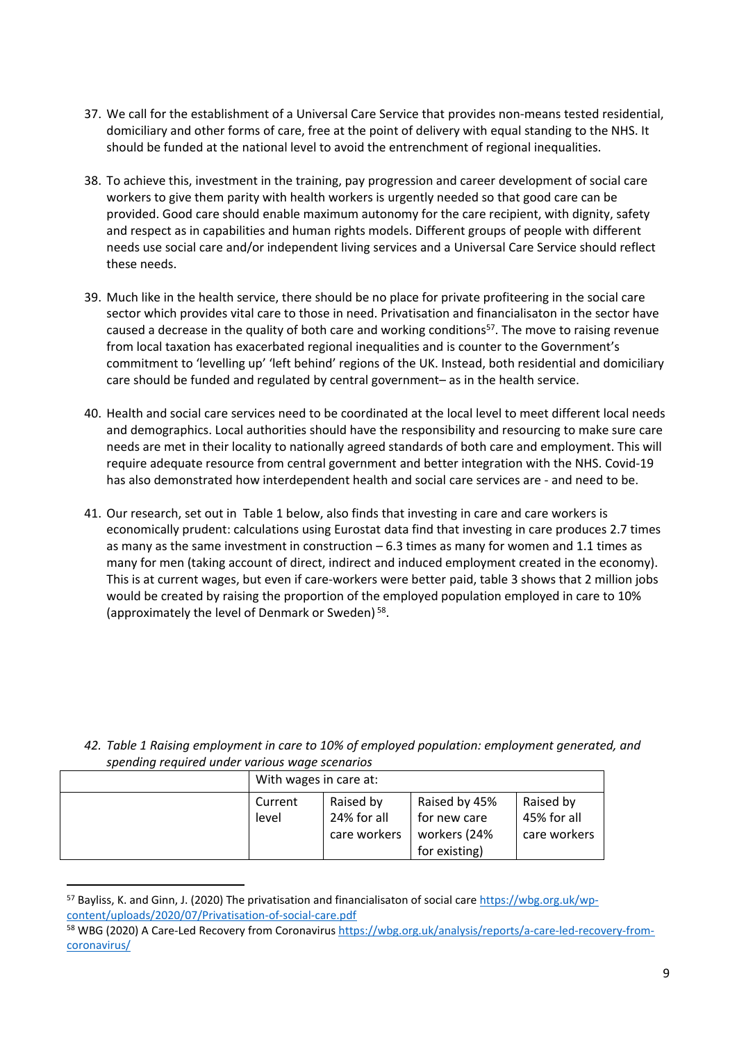37. We call for the establishment of a Universal Care Service that provides non-means tested residential, domiciliary and other forms of care, free at the point of delivery with equal standing to the NHS. It should be funded at the national level to avoid the entrenchment of regional inequalities.

38. To achieve this, investment in the training, pay progression and career development of social care workers to give them parity with health workers is urgently needed so that good care can be provided. Good care should enable maximum autonomy for the care recipient, with dignity, safety and respect as in capabilities and human rights models. Different groups of people with different needs use social care and/or independent living services and a Universal Care Service should reflect these needs.

39. Much like in the health service, there should be no place for private profiteering in the social care sector which provides vital care to those in need. Privatisation and financialisaton in the sector have caused a decrease in the quality of both care and working conditions[57]. The move to raising revenue from local taxation has exacerbated regional inequalities and is counter to the Government's commitment to 'levelling up' 'left behind' regions of the UK. Instead, both residential and domiciliary care should be funded and regulated by central government– as in the health service.

40. Health and social care services need to be coordinated at the local level to meet different local needs and demographics. Local authorities should have the responsibility and resourcing to make sure care needs are met in their locality to nationally agreed standards of both care and employment. This will require adequate resource from central government and better integration with the NHS. Covid-19 has also demonstrated how interdependent health and social care services are - and need to be.

41. Our research, set out in Table 1 below, also finds that investing in care and care workers is economically prudent: calculations using Eurostat data find that investing in care produces 2.7 times as many as the same investment in construction – 6.3 times as many for women and 1.1 times as many for men (taking account of direct, indirect and induced employment created in the economy). This is at current wages, but even if care-workers were better paid, table 3 shows that 2 million jobs would be created by raising the proportion of the employed population employed in care to 10% (approximately the level of Denmark or Sweden)[58].

42. *Table 1 Raising employment in care to 10% of employed population: employment generated, and spending required under various wage scenarios*

| | With wages in care at: | | | |
|---|---|---|---|---|
| | Current level | Raised by 24% for all care workers | Raised by 45% for new care workers (24% for existing) | Raised by 45% for all care workers |

[57] Bayliss, K. and Ginn, J. (2020) The privatisation and financialisaton of social care https://wbg.org.uk/wp-content/uploads/2020/07/Privatisation-of-social-care.pdf

[58] WBG (2020) A Care-Led Recovery from Coronavirus https://wbg.org.uk/analysis/reports/a-care-led-recovery-from-coronavirus/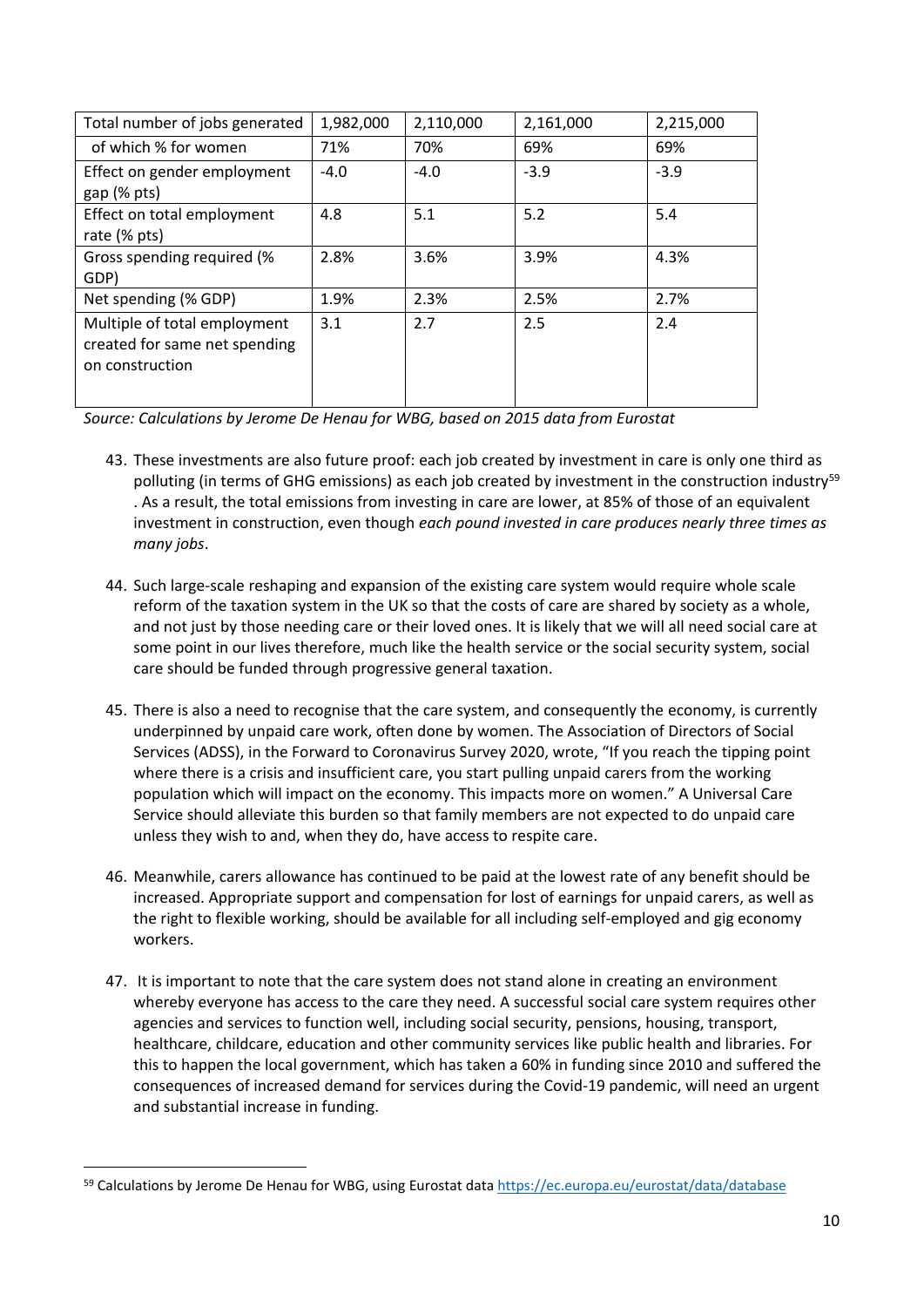| Total number of jobs generated | 1,982,000 | 2,110,000 | 2,161,000 | 2,215,000 |
| --- | --- | --- | --- | --- |
| of which % for women | 71% | 70% | 69% | 69% |
| Effect on gender employment gap (% pts) | -4.0 | -4.0 | -3.9 | -3.9 |
| Effect on total employment rate (% pts) | 4.8 | 5.1 | 5.2 | 5.4 |
| Gross spending required (% GDP) | 2.8% | 3.6% | 3.9% | 4.3% |
| Net spending (% GDP) | 1.9% | 2.3% | 2.5% | 2.7% |
| Multiple of total employment created for same net spending on construction | 3.1 | 2.7 | 2.5 | 2.4 |

*Source: Calculations by Jerome De Henau for WBG, based on 2015 data from Eurostat*

43. These investments are also future proof: each job created by investment in care is only one third as polluting (in terms of GHG emissions) as each job created by investment in the construction industry[59]. As a result, the total emissions from investing in care are lower, at 85% of those of an equivalent investment in construction, even though *each pound invested in care produces nearly three times as many jobs*.

44. Such large-scale reshaping and expansion of the existing care system would require whole scale reform of the taxation system in the UK so that the costs of care are shared by society as a whole, and not just by those needing care or their loved ones. It is likely that we will all need social care at some point in our lives therefore, much like the health service or the social security system, social care should be funded through progressive general taxation.

45. There is also a need to recognise that the care system, and consequently the economy, is currently underpinned by unpaid care work, often done by women. The Association of Directors of Social Services (ADSS), in the Forward to Coronavirus Survey 2020, wrote, "If you reach the tipping point where there is a crisis and insufficient care, you start pulling unpaid carers from the working population which will impact on the economy. This impacts more on women." A Universal Care Service should alleviate this burden so that family members are not expected to do unpaid care unless they wish to and, when they do, have access to respite care.

46. Meanwhile, carers allowance has continued to be paid at the lowest rate of any benefit should be increased. Appropriate support and compensation for lost of earnings for unpaid carers, as well as the right to flexible working, should be available for all including self-employed and gig economy workers.

47. It is important to note that the care system does not stand alone in creating an environment whereby everyone has access to the care they need. A successful social care system requires other agencies and services to function well, including social security, pensions, housing, transport, healthcare, childcare, education and other community services like public health and libraries. For this to happen the local government, which has taken a 60% in funding since 2010 and suffered the consequences of increased demand for services during the Covid-19 pandemic, will need an urgent and substantial increase in funding.

[59] Calculations by Jerome De Henau for WBG, using Eurostat data https://ec.europa.eu/eurostat/data/database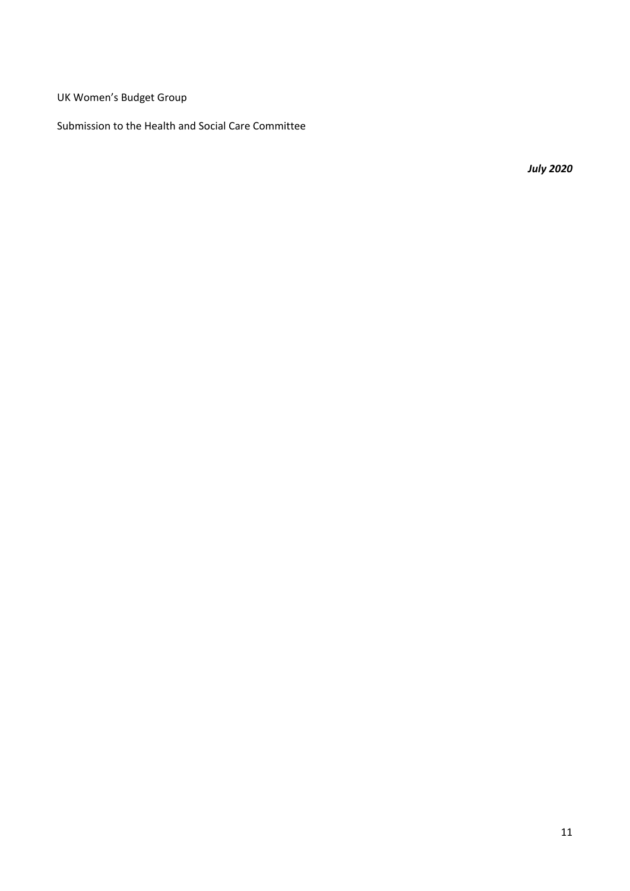UK Women's Budget Group

Submission to the Health and Social Care Committee

***July 2020***